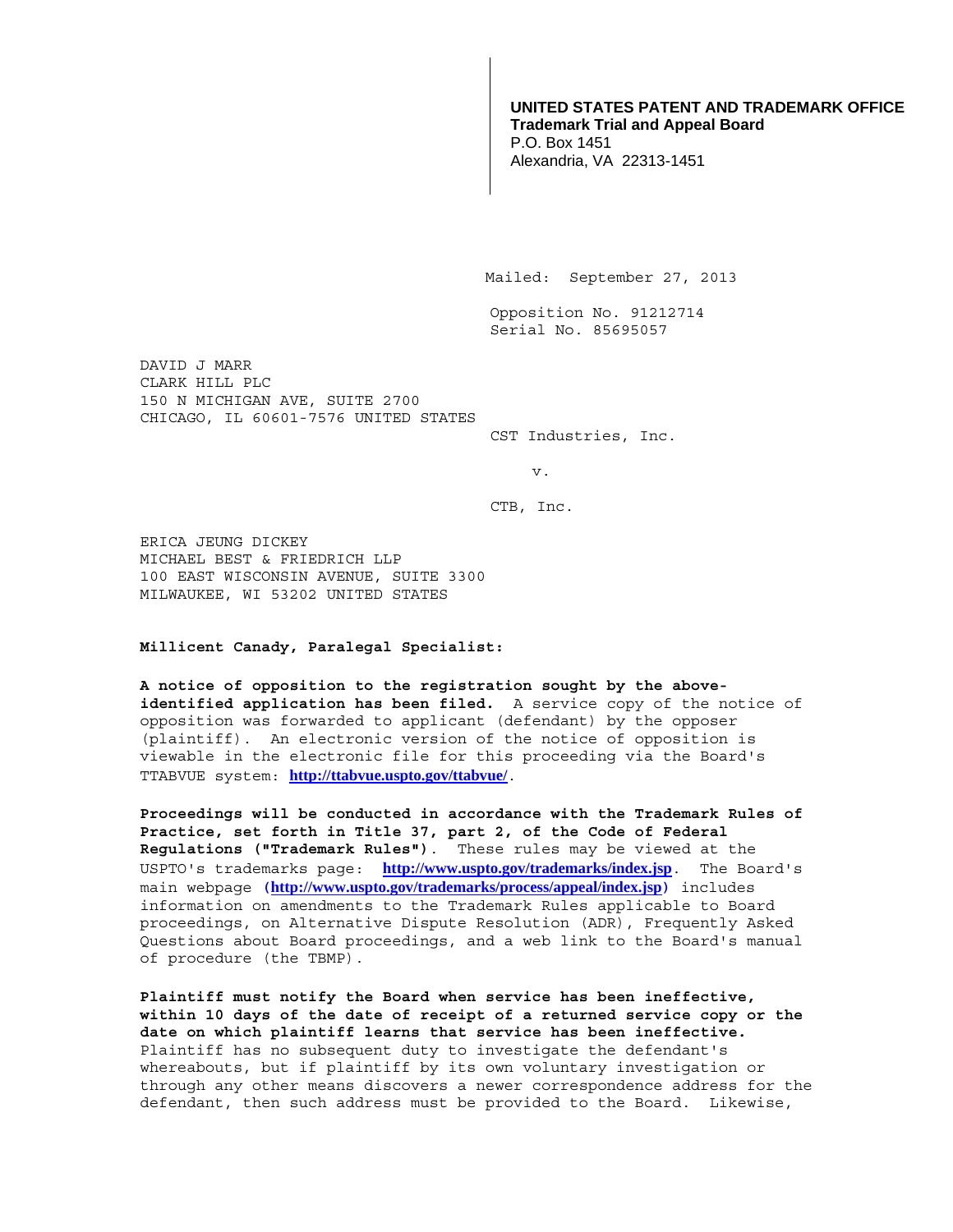**UNITED STATES PATENT AND TRADEMARK OFFICE**
**Trademark Trial and Appeal Board**
P.O. Box 1451
Alexandria, VA 22313-1451

Mailed: September 27, 2013

Opposition No. 91212714
Serial No. 85695057

DAVID J MARR
CLARK HILL PLC
150 N MICHIGAN AVE, SUITE 2700
CHICAGO, IL 60601-7576 UNITED STATES

CST Industries, Inc.

v.

CTB, Inc.

ERICA JEUNG DICKEY
MICHAEL BEST & FRIEDRICH LLP
100 EAST WISCONSIN AVENUE, SUITE 3300
MILWAUKEE, WI 53202 UNITED STATES

**Millicent Canady, Paralegal Specialist:**

**A notice of opposition to the registration sought by the above-identified application has been filed.** A service copy of the notice of opposition was forwarded to applicant (defendant) by the opposer (plaintiff). An electronic version of the notice of opposition is viewable in the electronic file for this proceeding via the Board's TTABVUE system: **http://ttabvue.uspto.gov/ttabvue/**.

**Proceedings will be conducted in accordance with the Trademark Rules of Practice, set forth in Title 37, part 2, of the Code of Federal Regulations ("Trademark Rules")**. These rules may be viewed at the USPTO's trademarks page: **http://www.uspto.gov/trademarks/index.jsp**. The Board's main webpage (**http://www.uspto.gov/trademarks/process/appeal/index.jsp**) includes information on amendments to the Trademark Rules applicable to Board proceedings, on Alternative Dispute Resolution (ADR), Frequently Asked Questions about Board proceedings, and a web link to the Board's manual of procedure (the TBMP).

**Plaintiff must notify the Board when service has been ineffective, within 10 days of the date of receipt of a returned service copy or the date on which plaintiff learns that service has been ineffective.** Plaintiff has no subsequent duty to investigate the defendant's whereabouts, but if plaintiff by its own voluntary investigation or through any other means discovers a newer correspondence address for the defendant, then such address must be provided to the Board. Likewise,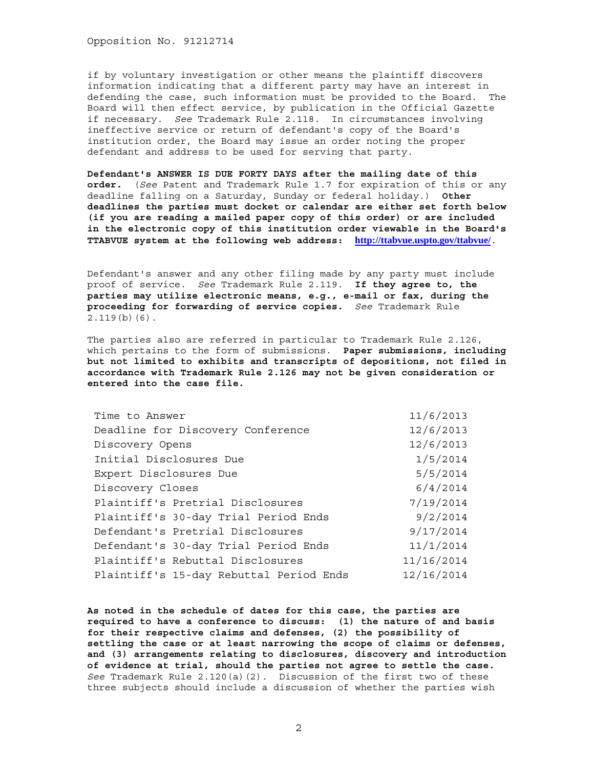if by voluntary investigation or other means the plaintiff discovers information indicating that a different party may have an interest in defending the case, such information must be provided to the Board. The Board will then effect service, by publication in the Official Gazette if necessary. *See* Trademark Rule 2.118. In circumstances involving ineffective service or return of defendant's copy of the Board's institution order, the Board may issue an order noting the proper defendant and address to be used for serving that party.

**Defendant's ANSWER IS DUE FORTY DAYS after the mailing date of this order.** (*See* Patent and Trademark Rule 1.7 for expiration of this or any deadline falling on a Saturday, Sunday or federal holiday.) **Other deadlines the parties must docket or calendar are either set forth below (if you are reading a mailed paper copy of this order) or are included in the electronic copy of this institution order viewable in the Board's TTABVUE system at the following web address: http://ttabvue.uspto.gov/ttabvue/.**

Defendant's answer and any other filing made by any party must include proof of service. *See* Trademark Rule 2.119. **If they agree to, the parties may utilize electronic means, e.g., e-mail or fax, during the proceeding for forwarding of service copies.** *See* Trademark Rule 2.119(b)(6).

The parties also are referred in particular to Trademark Rule 2.126, which pertains to the form of submissions. **Paper submissions, including but not limited to exhibits and transcripts of depositions, not filed in accordance with Trademark Rule 2.126 may not be given consideration or entered into the case file.**

| | |
|---|---|
| Time to Answer | 11/6/2013 |
| Deadline for Discovery Conference | 12/6/2013 |
| Discovery Opens | 12/6/2013 |
| Initial Disclosures Due | 1/5/2014 |
| Expert Disclosures Due | 5/5/2014 |
| Discovery Closes | 6/4/2014 |
| Plaintiff's Pretrial Disclosures | 7/19/2014 |
| Plaintiff's 30-day Trial Period Ends | 9/2/2014 |
| Defendant's Pretrial Disclosures | 9/17/2014 |
| Defendant's 30-day Trial Period Ends | 11/1/2014 |
| Plaintiff's Rebuttal Disclosures | 11/16/2014 |
| Plaintiff's 15-day Rebuttal Period Ends | 12/16/2014 |

**As noted in the schedule of dates for this case, the parties are required to have a conference to discuss: (1) the nature of and basis for their respective claims and defenses, (2) the possibility of settling the case or at least narrowing the scope of claims or defenses, and (3) arrangements relating to disclosures, discovery and introduction of evidence at trial, should the parties not agree to settle the case.** *See* Trademark Rule 2.120(a)(2). Discussion of the first two of these three subjects should include a discussion of whether the parties wish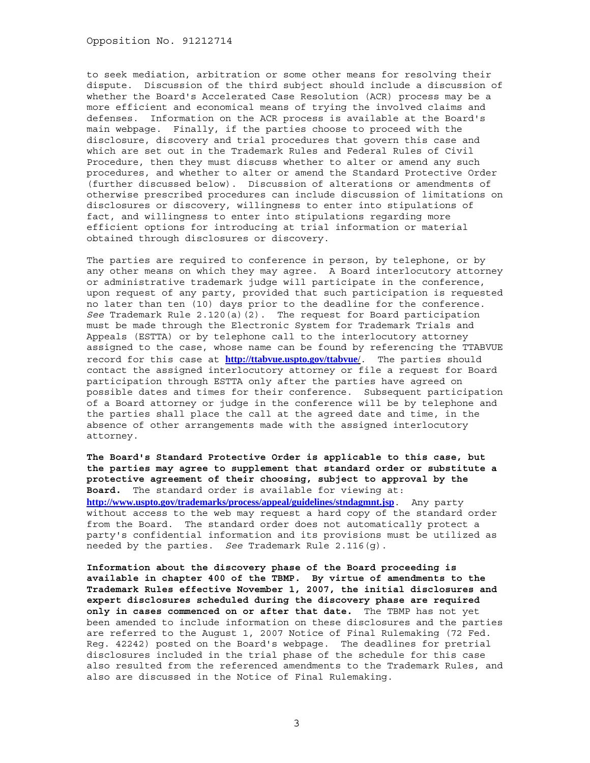to seek mediation, arbitration or some other means for resolving their dispute. Discussion of the third subject should include a discussion of whether the Board's Accelerated Case Resolution (ACR) process may be a more efficient and economical means of trying the involved claims and defenses. Information on the ACR process is available at the Board's main webpage. Finally, if the parties choose to proceed with the disclosure, discovery and trial procedures that govern this case and which are set out in the Trademark Rules and Federal Rules of Civil Procedure, then they must discuss whether to alter or amend any such procedures, and whether to alter or amend the Standard Protective Order (further discussed below). Discussion of alterations or amendments of otherwise prescribed procedures can include discussion of limitations on disclosures or discovery, willingness to enter into stipulations of fact, and willingness to enter into stipulations regarding more efficient options for introducing at trial information or material obtained through disclosures or discovery.

The parties are required to conference in person, by telephone, or by any other means on which they may agree. A Board interlocutory attorney or administrative trademark judge will participate in the conference, upon request of any party, provided that such participation is requested no later than ten (10) days prior to the deadline for the conference. *See* Trademark Rule 2.120(a)(2). The request for Board participation must be made through the Electronic System for Trademark Trials and Appeals (ESTTA) or by telephone call to the interlocutory attorney assigned to the case, whose name can be found by referencing the TTABVUE record for this case at **http://ttabvue.uspto.gov/ttabvue/**. The parties should contact the assigned interlocutory attorney or file a request for Board participation through ESTTA only after the parties have agreed on possible dates and times for their conference. Subsequent participation of a Board attorney or judge in the conference will be by telephone and the parties shall place the call at the agreed date and time, in the absence of other arrangements made with the assigned interlocutory attorney.

**The Board's Standard Protective Order is applicable to this case, but the parties may agree to supplement that standard order or substitute a protective agreement of their choosing, subject to approval by the Board.** The standard order is available for viewing at: **http://www.uspto.gov/trademarks/process/appeal/guidelines/stndagmnt.jsp**. Any party without access to the web may request a hard copy of the standard order from the Board. The standard order does not automatically protect a party's confidential information and its provisions must be utilized as needed by the parties. *See* Trademark Rule 2.116(g).

**Information about the discovery phase of the Board proceeding is available in chapter 400 of the TBMP. By virtue of amendments to the Trademark Rules effective November 1, 2007, the initial disclosures and expert disclosures scheduled during the discovery phase are required only in cases commenced on or after that date.** The TBMP has not yet been amended to include information on these disclosures and the parties are referred to the August 1, 2007 Notice of Final Rulemaking (72 Fed. Reg. 42242) posted on the Board's webpage. The deadlines for pretrial disclosures included in the trial phase of the schedule for this case also resulted from the referenced amendments to the Trademark Rules, and also are discussed in the Notice of Final Rulemaking.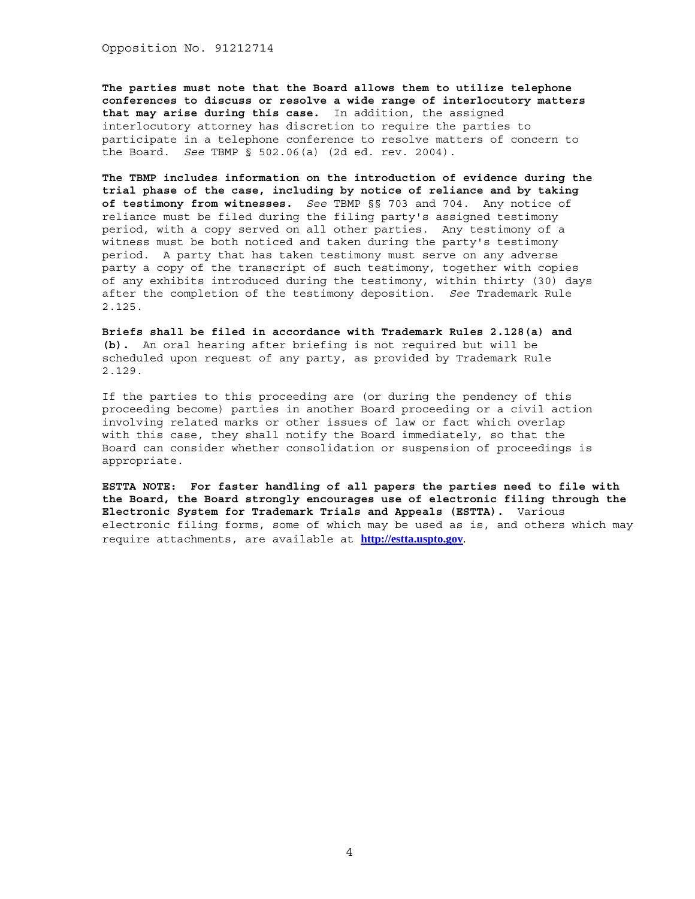**The parties must note that the Board allows them to utilize telephone conferences to discuss or resolve a wide range of interlocutory matters that may arise during this case.** In addition, the assigned interlocutory attorney has discretion to require the parties to participate in a telephone conference to resolve matters of concern to the Board. *See* TBMP § 502.06(a) (2d ed. rev. 2004).

**The TBMP includes information on the introduction of evidence during the trial phase of the case, including by notice of reliance and by taking of testimony from witnesses.** *See* TBMP §§ 703 and 704. Any notice of reliance must be filed during the filing party's assigned testimony period, with a copy served on all other parties. Any testimony of a witness must be both noticed and taken during the party's testimony period. A party that has taken testimony must serve on any adverse party a copy of the transcript of such testimony, together with copies of any exhibits introduced during the testimony, within thirty (30) days after the completion of the testimony deposition. *See* Trademark Rule 2.125.

**Briefs shall be filed in accordance with Trademark Rules 2.128(a) and (b).** An oral hearing after briefing is not required but will be scheduled upon request of any party, as provided by Trademark Rule 2.129.

If the parties to this proceeding are (or during the pendency of this proceeding become) parties in another Board proceeding or a civil action involving related marks or other issues of law or fact which overlap with this case, they shall notify the Board immediately, so that the Board can consider whether consolidation or suspension of proceedings is appropriate.

**ESTTA NOTE: For faster handling of all papers the parties need to file with the Board, the Board strongly encourages use of electronic filing through the Electronic System for Trademark Trials and Appeals (ESTTA).** Various electronic filing forms, some of which may be used as is, and others which may require attachments, are available at **http://estta.uspto.gov**.